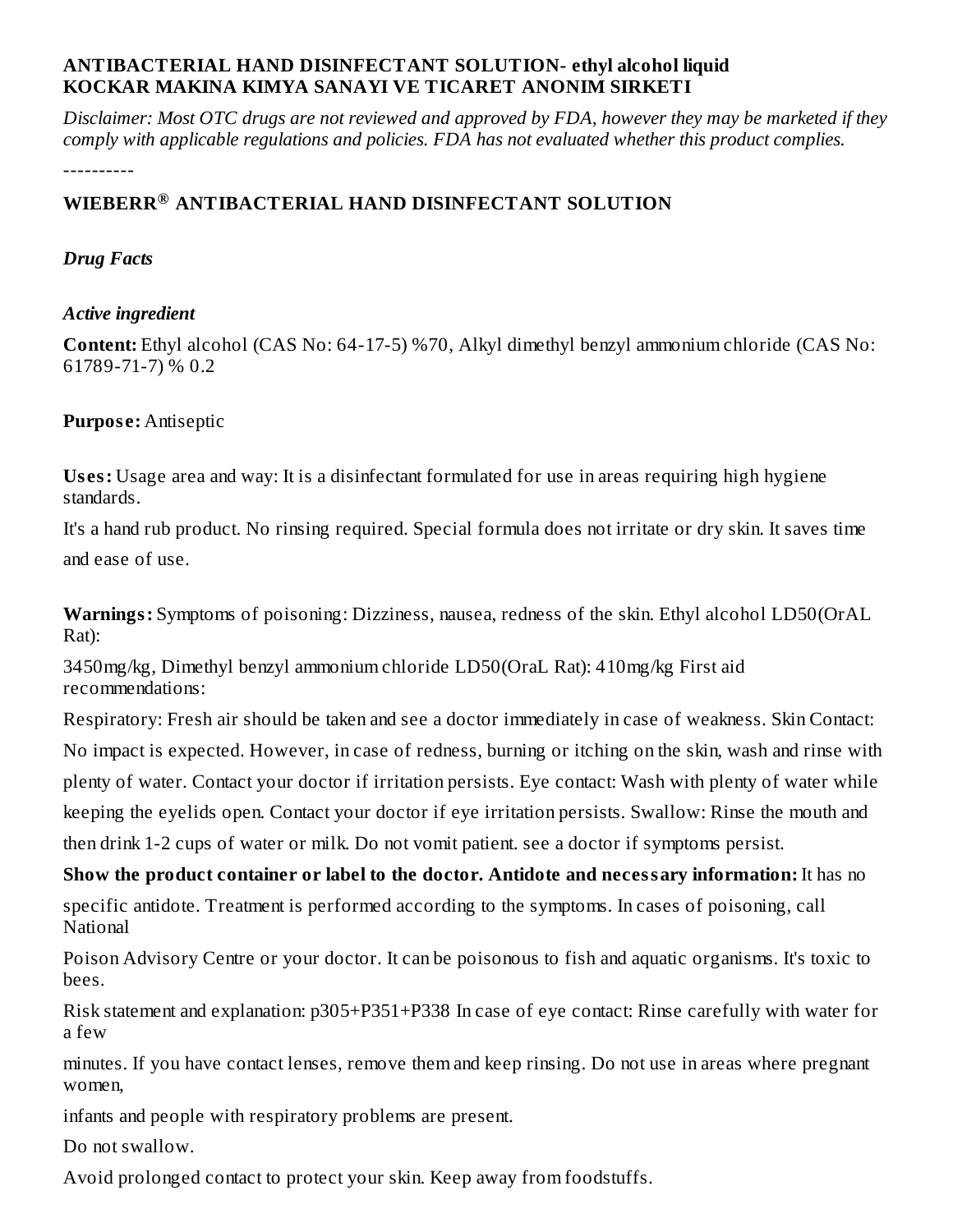**ANTIBACTERIAL HAND DISINFECTANT SOLUTION- ethyl alcohol liquid**
**KOCKAR MAKINA KIMYA SANAYI VE TICARET ANONIM SIRKETI**

*Disclaimer: Most OTC drugs are not reviewed and approved by FDA, however they may be marketed if they comply with applicable regulations and policies. FDA has not evaluated whether this product complies.*

----------

## WIEBERR® ANTIBACTERIAL HAND DISINFECTANT SOLUTION

***Drug Facts***

***Active ingredient***

**Content:** Ethyl alcohol (CAS No: 64-17-5) %70, Alkyl dimethyl benzyl ammonium chloride (CAS No: 61789-71-7) % 0.2

**Purpose:** Antiseptic

**Uses:** Usage area and way: It is a disinfectant formulated for use in areas requiring high hygiene standards.

It's a hand rub product. No rinsing required. Special formula does not irritate or dry skin. It saves time and ease of use.

**Warnings:** Symptoms of poisoning: Dizziness, nausea, redness of the skin. Ethyl alcohol LD50(OrAL Rat):

3450mg/kg, Dimethyl benzyl ammonium chloride LD50(OraL Rat): 410mg/kg First aid recommendations:

Respiratory: Fresh air should be taken and see a doctor immediately in case of weakness. Skin Contact: No impact is expected. However, in case of redness, burning or itching on the skin, wash and rinse with plenty of water. Contact your doctor if irritation persists. Eye contact: Wash with plenty of water while keeping the eyelids open. Contact your doctor if eye irritation persists. Swallow: Rinse the mouth and then drink 1-2 cups of water or milk. Do not vomit patient. see a doctor if symptoms persist.

**Show the product container or label to the doctor. Antidote and necessary information:** It has no specific antidote. Treatment is performed according to the symptoms. In cases of poisoning, call National

Poison Advisory Centre or your doctor. It can be poisonous to fish and aquatic organisms. It's toxic to bees.

Risk statement and explanation: p305+P351+P338 In case of eye contact: Rinse carefully with water for a few

minutes. If you have contact lenses, remove them and keep rinsing. Do not use in areas where pregnant women,

infants and people with respiratory problems are present.

Do not swallow.

Avoid prolonged contact to protect your skin. Keep away from foodstuffs.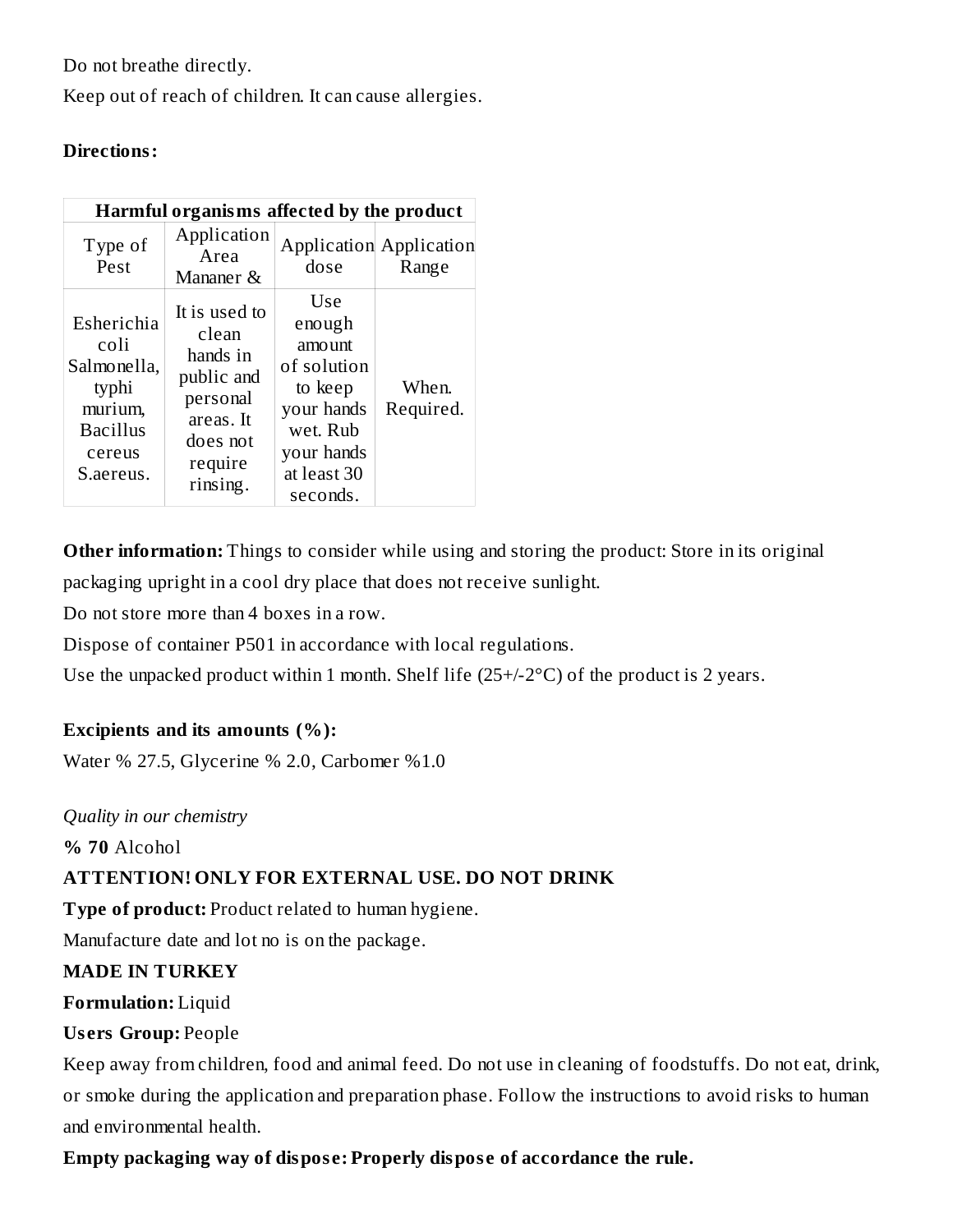Do not breathe directly.

Keep out of reach of children. It can cause allergies.

**Directions:**

| Harmful organisms affected by the product | | | |
|---|---|---|---|
| Type of Pest | Application Area Mananer & | Application dose | Application Range |
| Esherichia coli Salmonella, typhi murium, Bacillus cereus S.aereus. | It is used to clean hands in public and personal areas. It does not require rinsing. | Use enough amount of solution to keep your hands wet. Rub your hands at least 30 seconds. | When. Required. |

**Other information:** Things to consider while using and storing the product: Store in its original packaging upright in a cool dry place that does not receive sunlight.

Do not store more than 4 boxes in a row.

Dispose of container P501 in accordance with local regulations.

Use the unpacked product within 1 month. Shelf life (25+/-2°C) of the product is 2 years.

**Excipients and its amounts (%):**

Water % 27.5, Glycerine % 2.0, Carbomer %1.0

*Quality in our chemistry*

**% 70** Alcohol

**ATTENTION! ONLY FOR EXTERNAL USE. DO NOT DRINK**

**Type of product:** Product related to human hygiene.

Manufacture date and lot no is on the package.

**MADE IN TURKEY**

**Formulation:** Liquid

**Users Group:** People

Keep away from children, food and animal feed. Do not use in cleaning of foodstuffs. Do not eat, drink, or smoke during the application and preparation phase. Follow the instructions to avoid risks to human and environmental health.

**Empty packaging way of dispose: Properly dispose of accordance the rule.**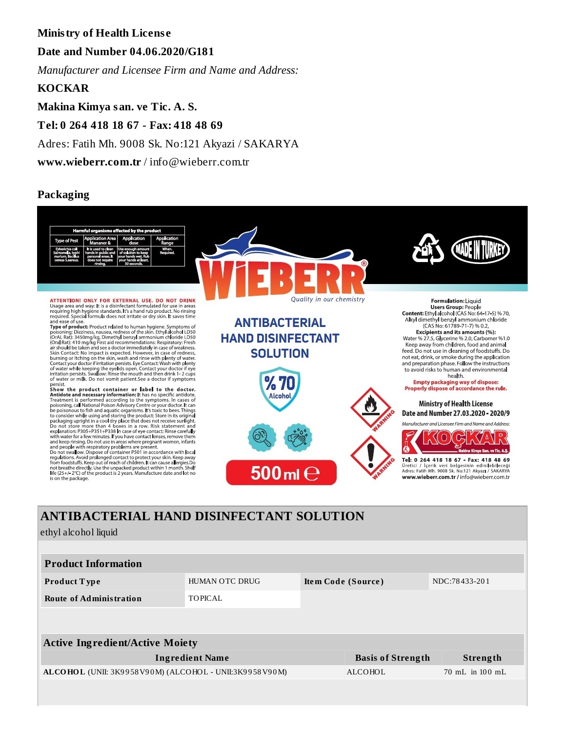**Ministry of Health License**

**Date and Number 04.06.2020/G181**

*Manufacturer and Licensee Firm and Name and Address:*

**KOCKAR**

**Makina Kimya san. ve Tic. A. S.**

**Tel: 0 264 418 18 67 - Fax: 418 48 69**

Adres: Fatih Mh. 9008 Sk. No:121 Akyazi / SAKARYA

**www.wieberr.com.tr** / info@wieberr.com.tr

## Packaging

| Harmful organisms affected by the product | | | |
|---|---|---|---|
| Type of Pest | Application Area Mananer & | Application dose | Application Range |
| Esherichia coli Salmonella, typhi murium, Bacillus cereus S.aereus. | It is used to clean hands in public and personal areas. It does not require rinsing. | Use enough amount of solution to keep your hands wet. Rub your hands at least 30 seconds. | When. Required. |

WIEBERR® Quality in our chemistry

MADE IN TURKEY

**ANTIBACTERIAL HAND DISINFECTANT SOLUTION**

% 70 Alcohol

500 ml ℮

WARNING

WARNING

**ATTENTION! ONLY FOR EXTERNAL USE. DO NOT DRINK**
Usage area and way: It is a disinfectant formulated for use in areas requiring high hygiene standards. It's a hand rub product. No rinsing required. Special formula does not irritate or dry skin. It saves time and ease of use.
**Type of product:** Product related to human hygiene. Symptoms of poisoning: Dizziness, nausea, redness of the skin. Ethyl alcohol LD50 (OrAL Rat): 3450mg/kg, Dimethyl benzyl ammonium chloride LD50 (Oral Rat): 410 mg/kg First aid recommendations: Respiratory: Fresh air should be taken and see a doctor immediately in case of weakness. Skin Contact: No impact is expected. However, in case of redness, burning or itching on the skin, wash and rinse with plenty of water. Contact your doctor if irritation persists. Eye Contact: Wash with plenty of water while keeping the eyelids open. Contact your doctor if eye irritation persists. Swallow: Rinse the mouth and then drink 1- 2 cups of water or milk. Do not vomit patient.See a doctor if symptoms persist.
**Show the product container or label to the doctor.**
**Antidote and necessary information:** It has no specific antidote. Treatment is performed according to the symptoms. In cases of poisoning, call National Poison Advisory Centre or your doctor. It can be poisonous to fish and aquatic organisms. It's toxic to bees. Things to consider while using and storing the product: Store in its original packaging upright in a cool dry place that does not receive sunlight. Do not store more than 4 boxes in a row. Risk statement and explanation: P305+P351+P338 In case of eye contact: Rinse carefully with water for a few minutes. If you have contact lenses, remove them and keep rinsing. Do not use in areas where pregnant women, infants and people with respiratory problems are present.
Do not swallow. Dispose of container P501 in accordance with local regulations. Avoid prolonged contact to protect your skin. Keep away from foodstuffs. Keep out of reach of children. It can cause allergies.Do not breathe directly. Use the unpacked product within 1 month. Shelf life (25+/- 2°C) of the product is 2 years. Manufacture date and lot no is on the package.

**Formulation:** Liquid
**Users Group:** People
**Content:** Ethyl alcohol (CAS No: 64-17-5) % 70, Alkyl dimethyl benzyl ammonium chloride (CAS No: 61789-71-7) % 0.2,
**Excipients and its amounts (%):** Water % 27.5, Glycerine % 2.0, Carbomer %1.0
Keep away from children, food and animal feed. Do not use in cleaning of foodstuffs. Do not eat, drink, or smoke during the application and preparation phase. Follow the instructions to avoid risks to human and environmental health.
**Empty packaging way of dispose: Properly dispose of accordance the rule.**

**Ministry of Health License**
**Date and Number 27.03.2020 - 2020/9**
*Manufacturer and Licensee Firm and Name and Address:*
KOÇKAR Makina Kimya San. ve Tic. A.Ş.
**Tel: 0 264 418 18 67 - Fax: 418 48 69**
Üretici / İçerik veri belgesinin edinilebileceği Adres: Fatih Mh. 9008 Sk. No:121 Akyazı / SAKARYA
**www.wieberr.com.tr** / info@wieberr.com.tr

## ANTIBACTERIAL HAND DISINFECTANT SOLUTION

ethyl alcohol liquid

| Product Information | | | |
|---|---|---|---|
| **Product Type** | HUMAN OTC DRUG | **Item Code (Source)** | NDC:78433-201 |
| **Route of Administration** | TOPICAL | | |

| Active Ingredient/Active Moiety | | |
|---|---|---|
| **Ingredient Name** | **Basis of Strength** | **Strength** |
| **ALCOHOL** (UNII: 3K9958V90M) (ALCOHOL - UNII:3K9958V90M) | ALCOHOL | 70 mL in 100 mL |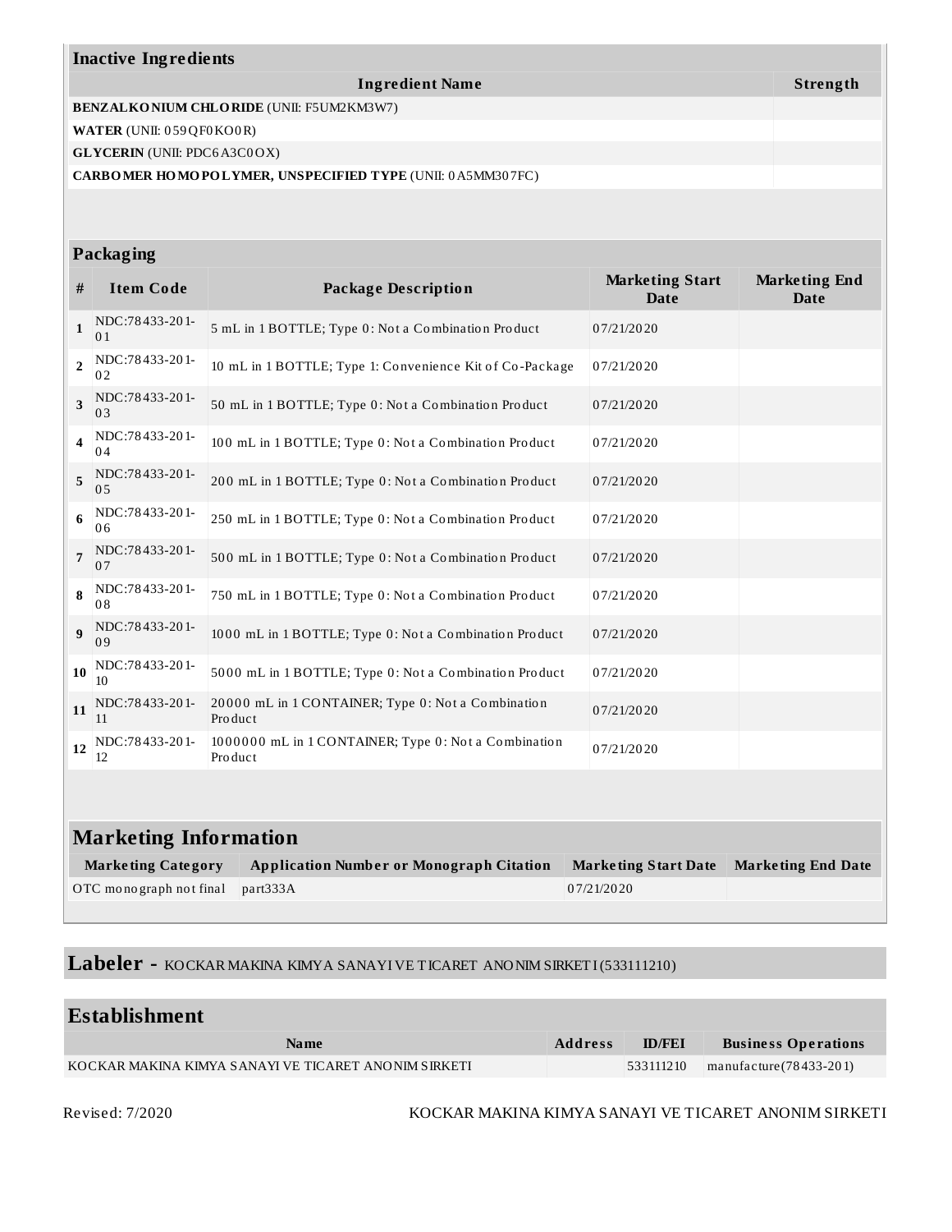| Inactive Ingredients | |
|---|---|
| **Ingredient Name** | **Strength** |
| **BENZALKONIUM CHLORIDE** (UNII: F5UM2KM3W7) | |
| **WATER** (UNII: 059QF0KO0R) | |
| **GLYCERIN** (UNII: PDC6A3C0OX) | |
| **CARBOMER HOMOPOLYMER, UNSPECIFIED TYPE** (UNII: 0A5MM307FC) | |

| Packaging | | | | |
|---|---|---|---|---|
| **#** | **Item Code** | **Package Description** | **Marketing Start Date** | **Marketing End Date** |
| 1 | NDC:78433-201-01 | 5 mL in 1 BOTTLE; Type 0: Not a Combination Product | 07/21/2020 | |
| 2 | NDC:78433-201-02 | 10 mL in 1 BOTTLE; Type 1: Convenience Kit of Co-Package | 07/21/2020 | |
| 3 | NDC:78433-201-03 | 50 mL in 1 BOTTLE; Type 0: Not a Combination Product | 07/21/2020 | |
| 4 | NDC:78433-201-04 | 100 mL in 1 BOTTLE; Type 0: Not a Combination Product | 07/21/2020 | |
| 5 | NDC:78433-201-05 | 200 mL in 1 BOTTLE; Type 0: Not a Combination Product | 07/21/2020 | |
| 6 | NDC:78433-201-06 | 250 mL in 1 BOTTLE; Type 0: Not a Combination Product | 07/21/2020 | |
| 7 | NDC:78433-201-07 | 500 mL in 1 BOTTLE; Type 0: Not a Combination Product | 07/21/2020 | |
| 8 | NDC:78433-201-08 | 750 mL in 1 BOTTLE; Type 0: Not a Combination Product | 07/21/2020 | |
| 9 | NDC:78433-201-09 | 1000 mL in 1 BOTTLE; Type 0: Not a Combination Product | 07/21/2020 | |
| 10 | NDC:78433-201-10 | 5000 mL in 1 BOTTLE; Type 0: Not a Combination Product | 07/21/2020 | |
| 11 | NDC:78433-201-11 | 20000 mL in 1 CONTAINER; Type 0: Not a Combination Product | 07/21/2020 | |
| 12 | NDC:78433-201-12 | 1000000 mL in 1 CONTAINER; Type 0: Not a Combination Product | 07/21/2020 | |

## Marketing Information

| Marketing Category | Application Number or Monograph Citation | Marketing Start Date | Marketing End Date |
|---|---|---|---|
| OTC monograph not final | part333A | 07/21/2020 | |

## Labeler - KOCKAR MAKINA KIMYA SANAYI VE TICARET ANONIM SIRKETI (533111210)

## Establishment

| Name | Address | ID/FEI | Business Operations |
|---|---|---|---|
| KOCKAR MAKINA KIMYA SANAYI VE TICARET ANONIM SIRKETI | | 533111210 | manufacture(78433-201) |

Revised: 7/2020

KOCKAR MAKINA KIMYA SANAYI VE TICARET ANONIM SIRKETI